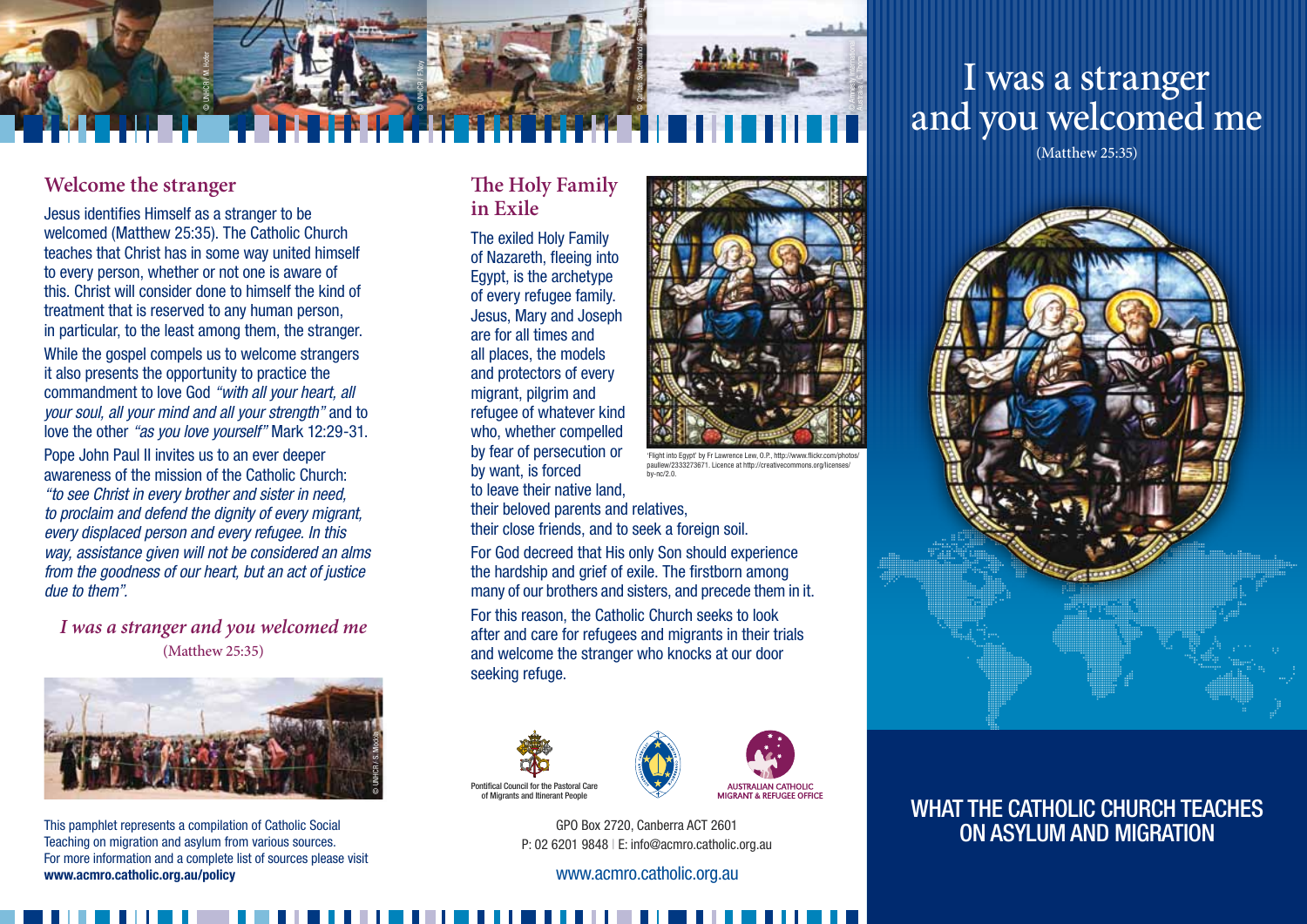## Welcome the stranger

Jesus identifies Himself as a stranger to be welcomed (Matthew 25:35). The Catholic Church teaches that Christ has in some way united himself to every person, whether or not one is aware of this. Christ will consider done to himself the kind of treatment that is reserved to any human person, in particular, to the least among them, the stranger.

While the gospel compels us to welcome strangers it also presents the opportunity to practice the commandment to love God *"with all your heart, all your soul, all your mind and all your strength"* and to love the other *"as you love yourself"* Mark 12:29-31.

Pope John Paul II invites us to an ever deeper awareness of the mission of the Catholic Church: *"to see Christ in every brother and sister in need, to proclaim and defend the dignity of every migrant, every displaced person and every refugee. In this way, assistance given will not be considered an alms from the goodness of our heart, but an act of justice due to them".*

*I was a stranger and you welcomed me*
(Matthew 25:35)

This pamphlet represents a compilation of Catholic Social Teaching on migration and asylum from various sources. For more information and a complete list of sources please visit **www.acmro.catholic.org.au/policy**

## The Holy Family in Exile

The exiled Holy Family of Nazareth, fleeing into Egypt, is the archetype of every refugee family. Jesus, Mary and Joseph are for all times and all places, the models and protectors of every migrant, pilgrim and refugee of whatever kind who, whether compelled by fear of persecution or by want, is forced to leave their native land, their beloved parents and relatives, their close friends, and to seek a foreign soil.

'Flight into Egypt' by Fr Lawrence Lew, O.P., http://www.flickr.com/photos/paullew/2333273671. Licence at http://creativecommons.org/licenses/by-nc/2.0.

For God decreed that His only Son should experience the hardship and grief of exile. The firstborn among many of our brothers and sisters, and precede them in it.

For this reason, the Catholic Church seeks to look after and care for refugees and migrants in their trials and welcome the stranger who knocks at our door seeking refuge.

Pontifical Council for the Pastoral Care of Migrants and Itinerant People

AUSTRALIAN CATHOLIC MIGRANT & REFUGEE OFFICE

GPO Box 2720, Canberra ACT 2601
P: 02 6201 9848 | E: info@acmro.catholic.org.au

www.acmro.catholic.org.au

# I was a stranger and you welcomed me

(Matthew 25:35)

## WHAT THE CATHOLIC CHURCH TEACHES ON ASYLUM AND MIGRATION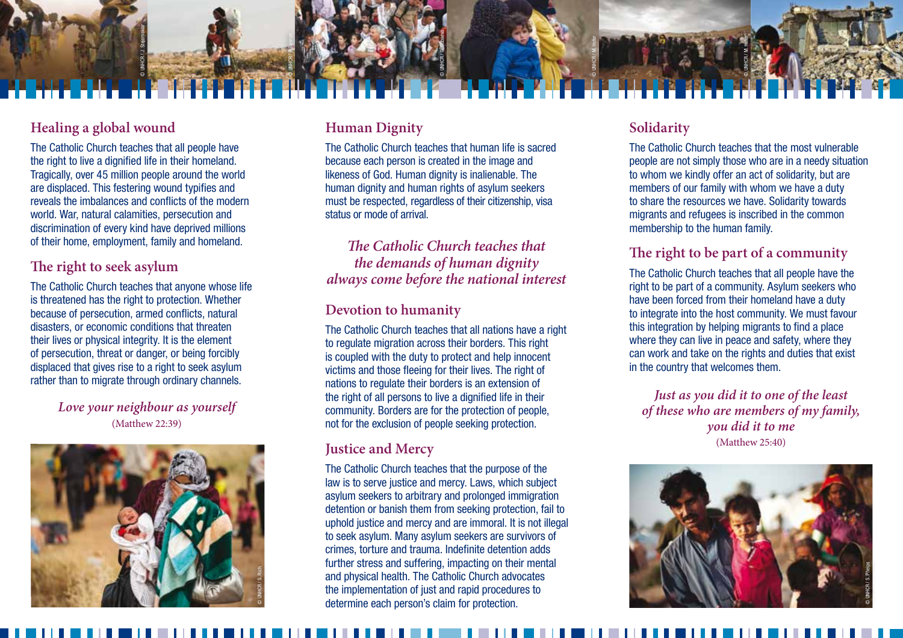## Healing a global wound

The Catholic Church teaches that all people have the right to live a dignified life in their homeland. Tragically, over 45 million people around the world are displaced. This festering wound typifies and reveals the imbalances and conflicts of the modern world. War, natural calamities, persecution and discrimination of every kind have deprived millions of their home, employment, family and homeland.

## The right to seek asylum

The Catholic Church teaches that anyone whose life is threatened has the right to protection. Whether because of persecution, armed conflicts, natural disasters, or economic conditions that threaten their lives or physical integrity. It is the element of persecution, threat or danger, or being forcibly displaced that gives rise to a right to seek asylum rather than to migrate through ordinary channels.

*Love your neighbour as yourself*
(Matthew 22:39)

## Human Dignity

The Catholic Church teaches that human life is sacred because each person is created in the image and likeness of God. Human dignity is inalienable. The human dignity and human rights of asylum seekers must be respected, regardless of their citizenship, visa status or mode of arrival.

*The Catholic Church teaches that the demands of human dignity always come before the national interest*

## Devotion to humanity

The Catholic Church teaches that all nations have a right to regulate migration across their borders. This right is coupled with the duty to protect and help innocent victims and those fleeing for their lives. The right of nations to regulate their borders is an extension of the right of all persons to live a dignified life in their community. Borders are for the protection of people, not for the exclusion of people seeking protection.

## Justice and Mercy

The Catholic Church teaches that the purpose of the law is to serve justice and mercy. Laws, which subject asylum seekers to arbitrary and prolonged immigration detention or banish them from seeking protection, fail to uphold justice and mercy and are immoral. It is not illegal to seek asylum. Many asylum seekers are survivors of crimes, torture and trauma. Indefinite detention adds further stress and suffering, impacting on their mental and physical health. The Catholic Church advocates the implementation of just and rapid procedures to determine each person's claim for protection.

## Solidarity

The Catholic Church teaches that the most vulnerable people are not simply those who are in a needy situation to whom we kindly offer an act of solidarity, but are members of our family with whom we have a duty to share the resources we have. Solidarity towards migrants and refugees is inscribed in the common membership to the human family.

## The right to be part of a community

The Catholic Church teaches that all people have the right to be part of a community. Asylum seekers who have been forced from their homeland have a duty to integrate into the host community. We must favour this integration by helping migrants to find a place where they can live in peace and safety, where they can work and take on the rights and duties that exist in the country that welcomes them.

*Just as you did it to one of the least of these who are members of my family, you did it to me*
(Matthew 25:40)